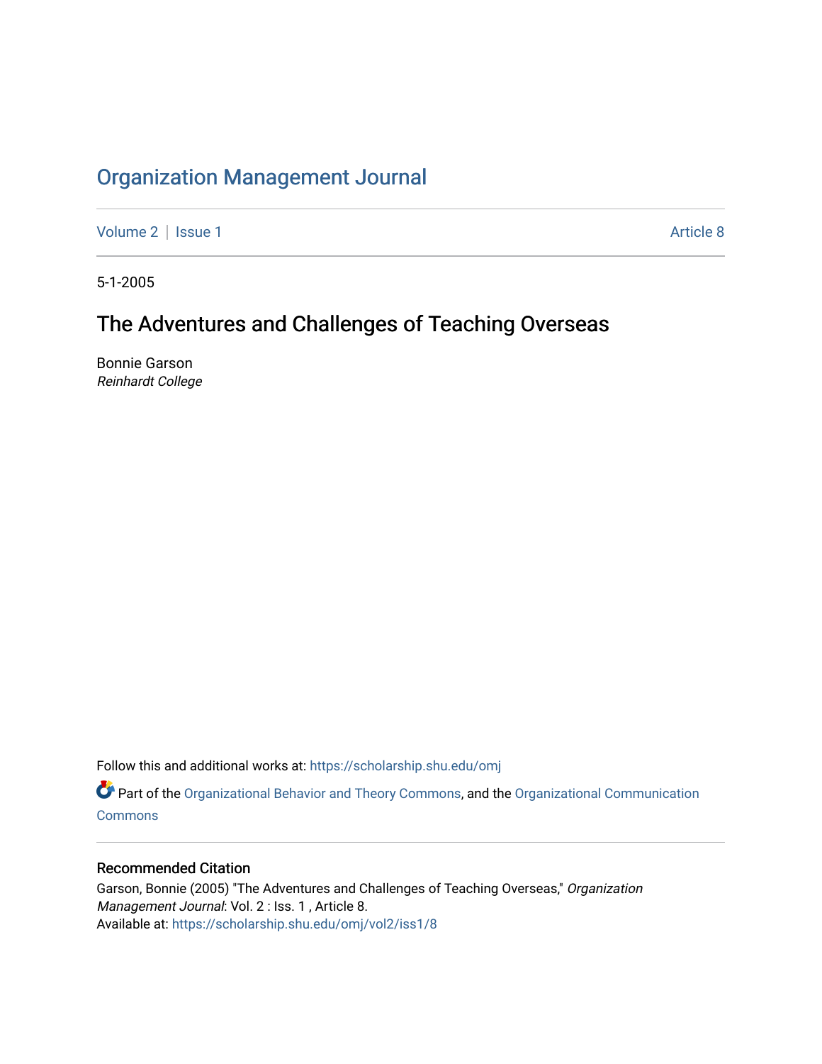# Organization Management Journal

Volume 2 | Issue 1 Article 8

5-1-2005

## The Adventures and Challenges of Teaching Overseas

Bonnie Garson
*Reinhardt College*

Follow this and additional works at: https://scholarship.shu.edu/omj

Part of the Organizational Behavior and Theory Commons, and the Organizational Communication Commons

### Recommended Citation

Garson, Bonnie (2005) "The Adventures and Challenges of Teaching Overseas," *Organization Management Journal*: Vol. 2 : Iss. 1 , Article 8.
Available at: https://scholarship.shu.edu/omj/vol2/iss1/8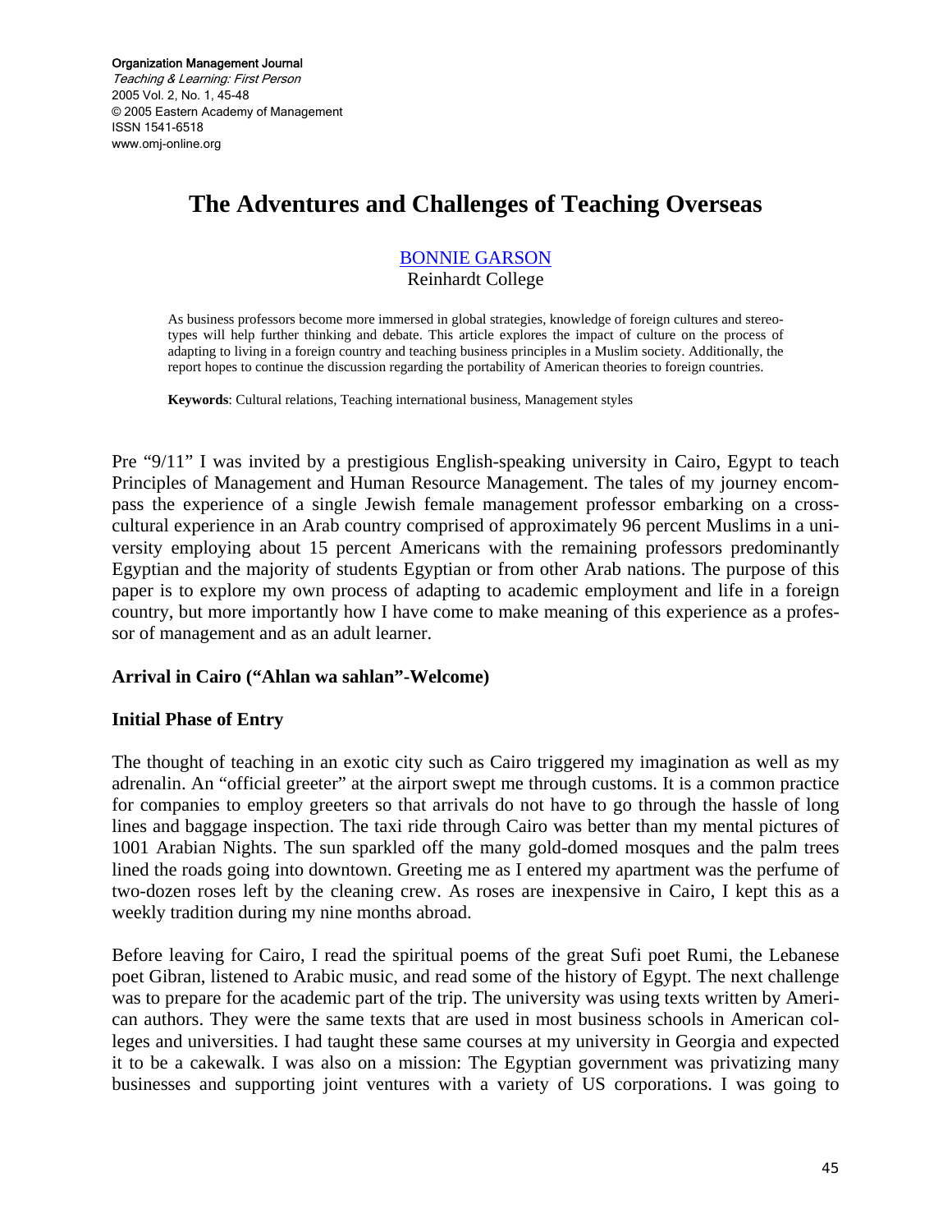Organization Management Journal
*Teaching & Learning: First Person*
2005 Vol. 2, No. 1, 45-48
© 2005 Eastern Academy of Management
ISSN 1541-6518
www.omj-online.org

# The Adventures and Challenges of Teaching Overseas

BONNIE GARSON
Reinhardt College

As business professors become more immersed in global strategies, knowledge of foreign cultures and stereotypes will help further thinking and debate. This article explores the impact of culture on the process of adapting to living in a foreign country and teaching business principles in a Muslim society. Additionally, the report hopes to continue the discussion regarding the portability of American theories to foreign countries.

**Keywords**: Cultural relations, Teaching international business, Management styles

Pre "9/11" I was invited by a prestigious English-speaking university in Cairo, Egypt to teach Principles of Management and Human Resource Management. The tales of my journey encompass the experience of a single Jewish female management professor embarking on a cross-cultural experience in an Arab country comprised of approximately 96 percent Muslims in a university employing about 15 percent Americans with the remaining professors predominantly Egyptian and the majority of students Egyptian or from other Arab nations. The purpose of this paper is to explore my own process of adapting to academic employment and life in a foreign country, but more importantly how I have come to make meaning of this experience as a professor of management and as an adult learner.

### Arrival in Cairo ("Ahlan wa sahlan"-Welcome)

### Initial Phase of Entry

The thought of teaching in an exotic city such as Cairo triggered my imagination as well as my adrenalin. An "official greeter" at the airport swept me through customs. It is a common practice for companies to employ greeters so that arrivals do not have to go through the hassle of long lines and baggage inspection. The taxi ride through Cairo was better than my mental pictures of 1001 Arabian Nights. The sun sparkled off the many gold-domed mosques and the palm trees lined the roads going into downtown. Greeting me as I entered my apartment was the perfume of two-dozen roses left by the cleaning crew. As roses are inexpensive in Cairo, I kept this as a weekly tradition during my nine months abroad.

Before leaving for Cairo, I read the spiritual poems of the great Sufi poet Rumi, the Lebanese poet Gibran, listened to Arabic music, and read some of the history of Egypt. The next challenge was to prepare for the academic part of the trip. The university was using texts written by American authors. They were the same texts that are used in most business schools in American colleges and universities. I had taught these same courses at my university in Georgia and expected it to be a cakewalk. I was also on a mission: The Egyptian government was privatizing many businesses and supporting joint ventures with a variety of US corporations. I was going to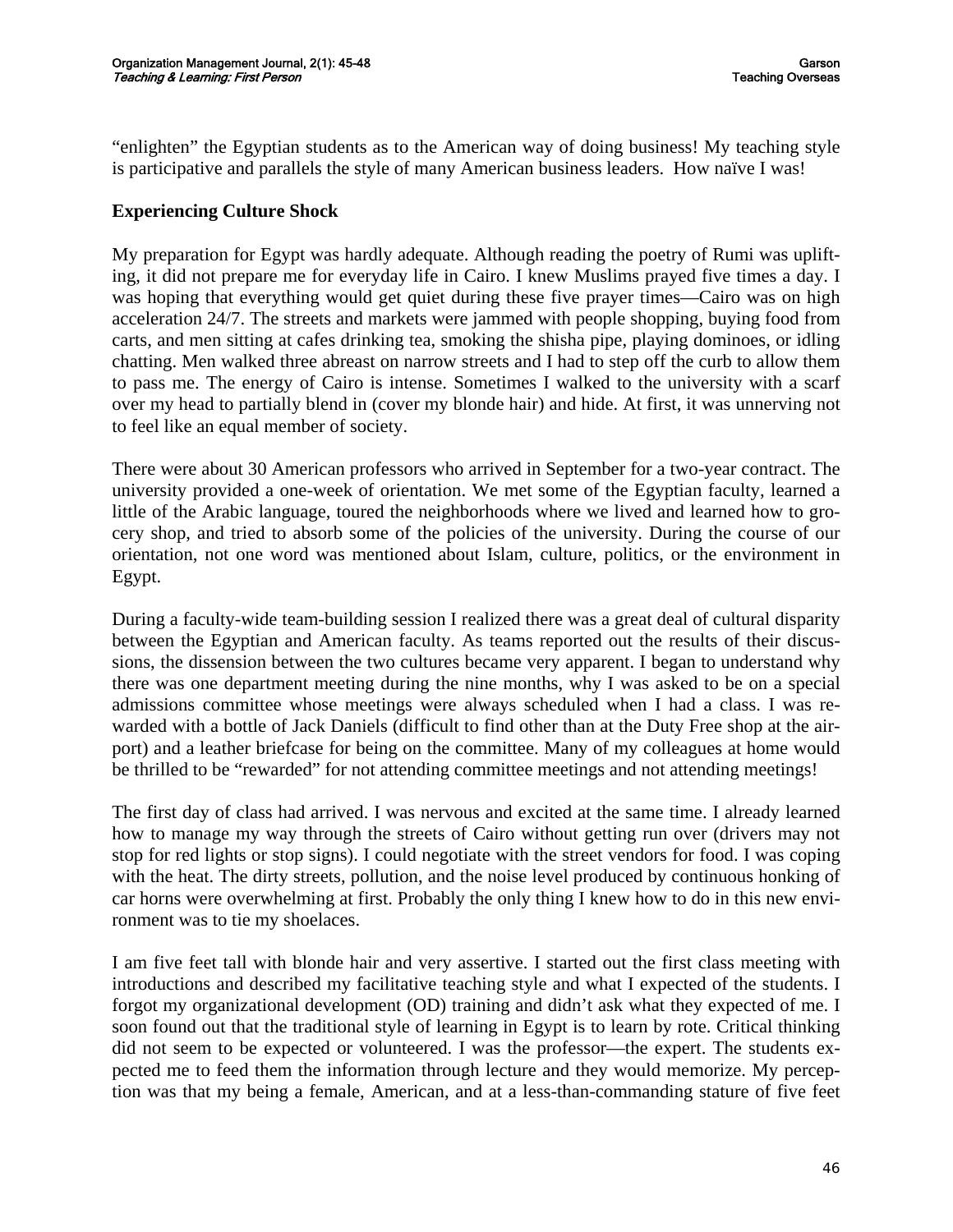"enlighten" the Egyptian students as to the American way of doing business! My teaching style is participative and parallels the style of many American business leaders. How naïve I was!

## Experiencing Culture Shock

My preparation for Egypt was hardly adequate. Although reading the poetry of Rumi was uplifting, it did not prepare me for everyday life in Cairo. I knew Muslims prayed five times a day. I was hoping that everything would get quiet during these five prayer times—Cairo was on high acceleration 24/7. The streets and markets were jammed with people shopping, buying food from carts, and men sitting at cafes drinking tea, smoking the shisha pipe, playing dominoes, or idling chatting. Men walked three abreast on narrow streets and I had to step off the curb to allow them to pass me. The energy of Cairo is intense. Sometimes I walked to the university with a scarf over my head to partially blend in (cover my blonde hair) and hide. At first, it was unnerving not to feel like an equal member of society.

There were about 30 American professors who arrived in September for a two-year contract. The university provided a one-week of orientation. We met some of the Egyptian faculty, learned a little of the Arabic language, toured the neighborhoods where we lived and learned how to grocery shop, and tried to absorb some of the policies of the university. During the course of our orientation, not one word was mentioned about Islam, culture, politics, or the environment in Egypt.

During a faculty-wide team-building session I realized there was a great deal of cultural disparity between the Egyptian and American faculty. As teams reported out the results of their discussions, the dissension between the two cultures became very apparent. I began to understand why there was one department meeting during the nine months, why I was asked to be on a special admissions committee whose meetings were always scheduled when I had a class. I was rewarded with a bottle of Jack Daniels (difficult to find other than at the Duty Free shop at the airport) and a leather briefcase for being on the committee. Many of my colleagues at home would be thrilled to be "rewarded" for not attending committee meetings and not attending meetings!

The first day of class had arrived. I was nervous and excited at the same time. I already learned how to manage my way through the streets of Cairo without getting run over (drivers may not stop for red lights or stop signs). I could negotiate with the street vendors for food. I was coping with the heat. The dirty streets, pollution, and the noise level produced by continuous honking of car horns were overwhelming at first. Probably the only thing I knew how to do in this new environment was to tie my shoelaces.

I am five feet tall with blonde hair and very assertive. I started out the first class meeting with introductions and described my facilitative teaching style and what I expected of the students. I forgot my organizational development (OD) training and didn't ask what they expected of me. I soon found out that the traditional style of learning in Egypt is to learn by rote. Critical thinking did not seem to be expected or volunteered. I was the professor—the expert. The students expected me to feed them the information through lecture and they would memorize. My perception was that my being a female, American, and at a less-than-commanding stature of five feet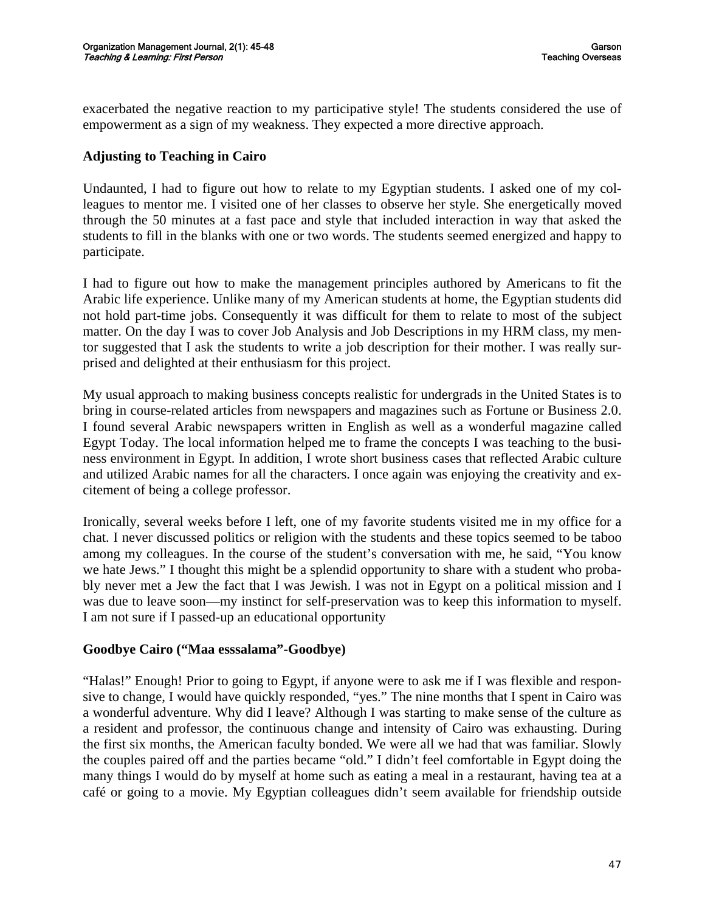exacerbated the negative reaction to my participative style! The students considered the use of empowerment as a sign of my weakness. They expected a more directive approach.

## Adjusting to Teaching in Cairo

Undaunted, I had to figure out how to relate to my Egyptian students. I asked one of my colleagues to mentor me. I visited one of her classes to observe her style. She energetically moved through the 50 minutes at a fast pace and style that included interaction in way that asked the students to fill in the blanks with one or two words. The students seemed energized and happy to participate.

I had to figure out how to make the management principles authored by Americans to fit the Arabic life experience. Unlike many of my American students at home, the Egyptian students did not hold part-time jobs. Consequently it was difficult for them to relate to most of the subject matter. On the day I was to cover Job Analysis and Job Descriptions in my HRM class, my mentor suggested that I ask the students to write a job description for their mother. I was really surprised and delighted at their enthusiasm for this project.

My usual approach to making business concepts realistic for undergrads in the United States is to bring in course-related articles from newspapers and magazines such as Fortune or Business 2.0. I found several Arabic newspapers written in English as well as a wonderful magazine called Egypt Today. The local information helped me to frame the concepts I was teaching to the business environment in Egypt. In addition, I wrote short business cases that reflected Arabic culture and utilized Arabic names for all the characters. I once again was enjoying the creativity and excitement of being a college professor.

Ironically, several weeks before I left, one of my favorite students visited me in my office for a chat. I never discussed politics or religion with the students and these topics seemed to be taboo among my colleagues. In the course of the student's conversation with me, he said, "You know we hate Jews." I thought this might be a splendid opportunity to share with a student who probably never met a Jew the fact that I was Jewish. I was not in Egypt on a political mission and I was due to leave soon—my instinct for self-preservation was to keep this information to myself. I am not sure if I passed-up an educational opportunity

## Goodbye Cairo ("Maa esssalama"-Goodbye)

"Halas!" Enough! Prior to going to Egypt, if anyone were to ask me if I was flexible and responsive to change, I would have quickly responded, "yes." The nine months that I spent in Cairo was a wonderful adventure. Why did I leave? Although I was starting to make sense of the culture as a resident and professor, the continuous change and intensity of Cairo was exhausting. During the first six months, the American faculty bonded. We were all we had that was familiar. Slowly the couples paired off and the parties became "old." I didn't feel comfortable in Egypt doing the many things I would do by myself at home such as eating a meal in a restaurant, having tea at a café or going to a movie. My Egyptian colleagues didn't seem available for friendship outside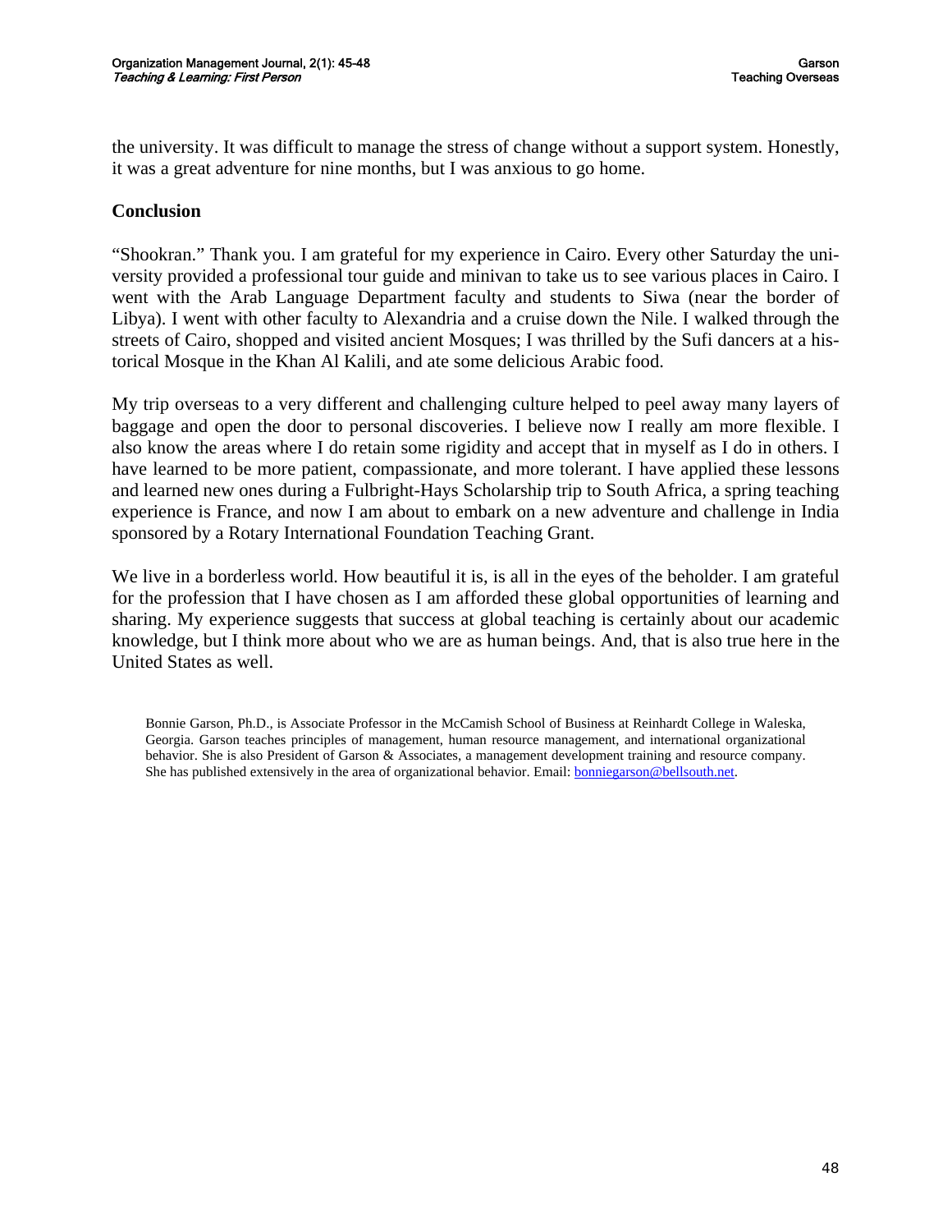the university. It was difficult to manage the stress of change without a support system. Honestly, it was a great adventure for nine months, but I was anxious to go home.

## Conclusion

"Shookran." Thank you. I am grateful for my experience in Cairo. Every other Saturday the university provided a professional tour guide and minivan to take us to see various places in Cairo. I went with the Arab Language Department faculty and students to Siwa (near the border of Libya). I went with other faculty to Alexandria and a cruise down the Nile. I walked through the streets of Cairo, shopped and visited ancient Mosques; I was thrilled by the Sufi dancers at a historical Mosque in the Khan Al Kalili, and ate some delicious Arabic food.

My trip overseas to a very different and challenging culture helped to peel away many layers of baggage and open the door to personal discoveries. I believe now I really am more flexible. I also know the areas where I do retain some rigidity and accept that in myself as I do in others. I have learned to be more patient, compassionate, and more tolerant. I have applied these lessons and learned new ones during a Fulbright-Hays Scholarship trip to South Africa, a spring teaching experience is France, and now I am about to embark on a new adventure and challenge in India sponsored by a Rotary International Foundation Teaching Grant.

We live in a borderless world. How beautiful it is, is all in the eyes of the beholder. I am grateful for the profession that I have chosen as I am afforded these global opportunities of learning and sharing. My experience suggests that success at global teaching is certainly about our academic knowledge, but I think more about who we are as human beings. And, that is also true here in the United States as well.

Bonnie Garson, Ph.D., is Associate Professor in the McCamish School of Business at Reinhardt College in Waleska, Georgia. Garson teaches principles of management, human resource management, and international organizational behavior. She is also President of Garson & Associates, a management development training and resource company. She has published extensively in the area of organizational behavior. Email: bonniegarson@bellsouth.net.